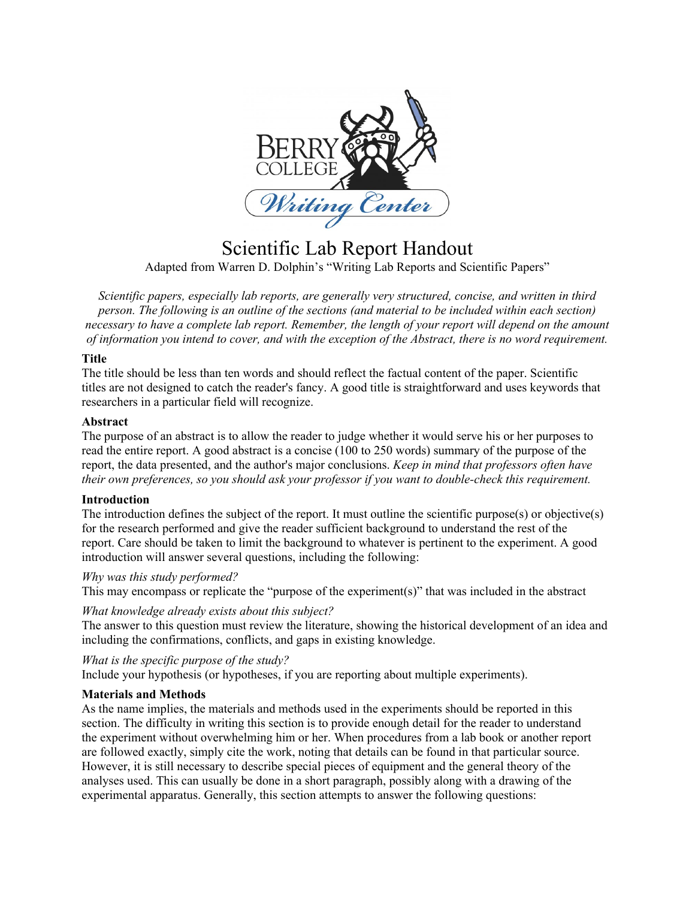# Scientific Lab Report Handout

Adapted from Warren D. Dolphin's "Writing Lab Reports and Scientific Papers"

*Scientific papers, especially lab reports, are generally very structured, concise, and written in third person. The following is an outline of the sections (and material to be included within each section) necessary to have a complete lab report. Remember, the length of your report will depend on the amount of information you intend to cover, and with the exception of the Abstract, there is no word requirement.*

**Title**

The title should be less than ten words and should reflect the factual content of the paper. Scientific titles are not designed to catch the reader's fancy. A good title is straightforward and uses keywords that researchers in a particular field will recognize.

**Abstract**

The purpose of an abstract is to allow the reader to judge whether it would serve his or her purposes to read the entire report. A good abstract is a concise (100 to 250 words) summary of the purpose of the report, the data presented, and the author's major conclusions. *Keep in mind that professors often have their own preferences, so you should ask your professor if you want to double-check this requirement.*

**Introduction**

The introduction defines the subject of the report. It must outline the scientific purpose(s) or objective(s) for the research performed and give the reader sufficient background to understand the rest of the report. Care should be taken to limit the background to whatever is pertinent to the experiment. A good introduction will answer several questions, including the following:

*Why was this study performed?*

This may encompass or replicate the "purpose of the experiment(s)" that was included in the abstract

*What knowledge already exists about this subject?*

The answer to this question must review the literature, showing the historical development of an idea and including the confirmations, conflicts, and gaps in existing knowledge.

*What is the specific purpose of the study?*

Include your hypothesis (or hypotheses, if you are reporting about multiple experiments).

**Materials and Methods**

As the name implies, the materials and methods used in the experiments should be reported in this section. The difficulty in writing this section is to provide enough detail for the reader to understand the experiment without overwhelming him or her. When procedures from a lab book or another report are followed exactly, simply cite the work, noting that details can be found in that particular source. However, it is still necessary to describe special pieces of equipment and the general theory of the analyses used. This can usually be done in a short paragraph, possibly along with a drawing of the experimental apparatus. Generally, this section attempts to answer the following questions: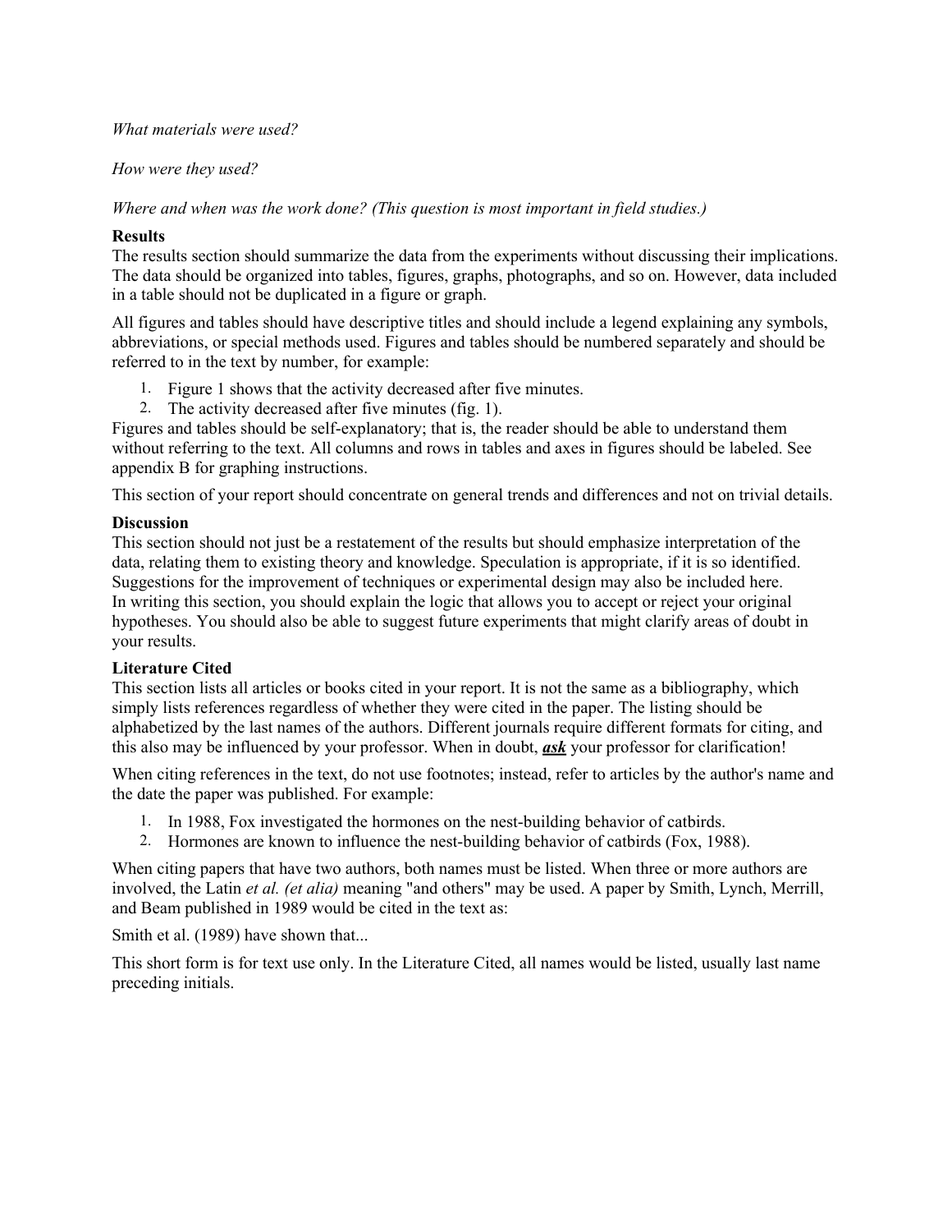*What materials were used?*

*How were they used?*

*Where and when was the work done? (This question is most important in field studies.)*

**Results**

The results section should summarize the data from the experiments without discussing their implications. The data should be organized into tables, figures, graphs, photographs, and so on. However, data included in a table should not be duplicated in a figure or graph.

All figures and tables should have descriptive titles and should include a legend explaining any symbols, abbreviations, or special methods used. Figures and tables should be numbered separately and should be referred to in the text by number, for example:

1. Figure 1 shows that the activity decreased after five minutes.
2. The activity decreased after five minutes (fig. 1).

Figures and tables should be self-explanatory; that is, the reader should be able to understand them without referring to the text. All columns and rows in tables and axes in figures should be labeled. See appendix B for graphing instructions.

This section of your report should concentrate on general trends and differences and not on trivial details.

**Discussion**

This section should not just be a restatement of the results but should emphasize interpretation of the data, relating them to existing theory and knowledge. Speculation is appropriate, if it is so identified. Suggestions for the improvement of techniques or experimental design may also be included here. In writing this section, you should explain the logic that allows you to accept or reject your original hypotheses. You should also be able to suggest future experiments that might clarify areas of doubt in your results.

**Literature Cited**

This section lists all articles or books cited in your report. It is not the same as a bibliography, which simply lists references regardless of whether they were cited in the paper. The listing should be alphabetized by the last names of the authors. Different journals require different formats for citing, and this also may be influenced by your professor. When in doubt, ***ask*** your professor for clarification!

When citing references in the text, do not use footnotes; instead, refer to articles by the author's name and the date the paper was published. For example:

1. In 1988, Fox investigated the hormones on the nest-building behavior of catbirds.
2. Hormones are known to influence the nest-building behavior of catbirds (Fox, 1988).

When citing papers that have two authors, both names must be listed. When three or more authors are involved, the Latin *et al. (et alia)* meaning "and others" may be used. A paper by Smith, Lynch, Merrill, and Beam published in 1989 would be cited in the text as:

Smith et al. (1989) have shown that...

This short form is for text use only. In the Literature Cited, all names would be listed, usually last name preceding initials.